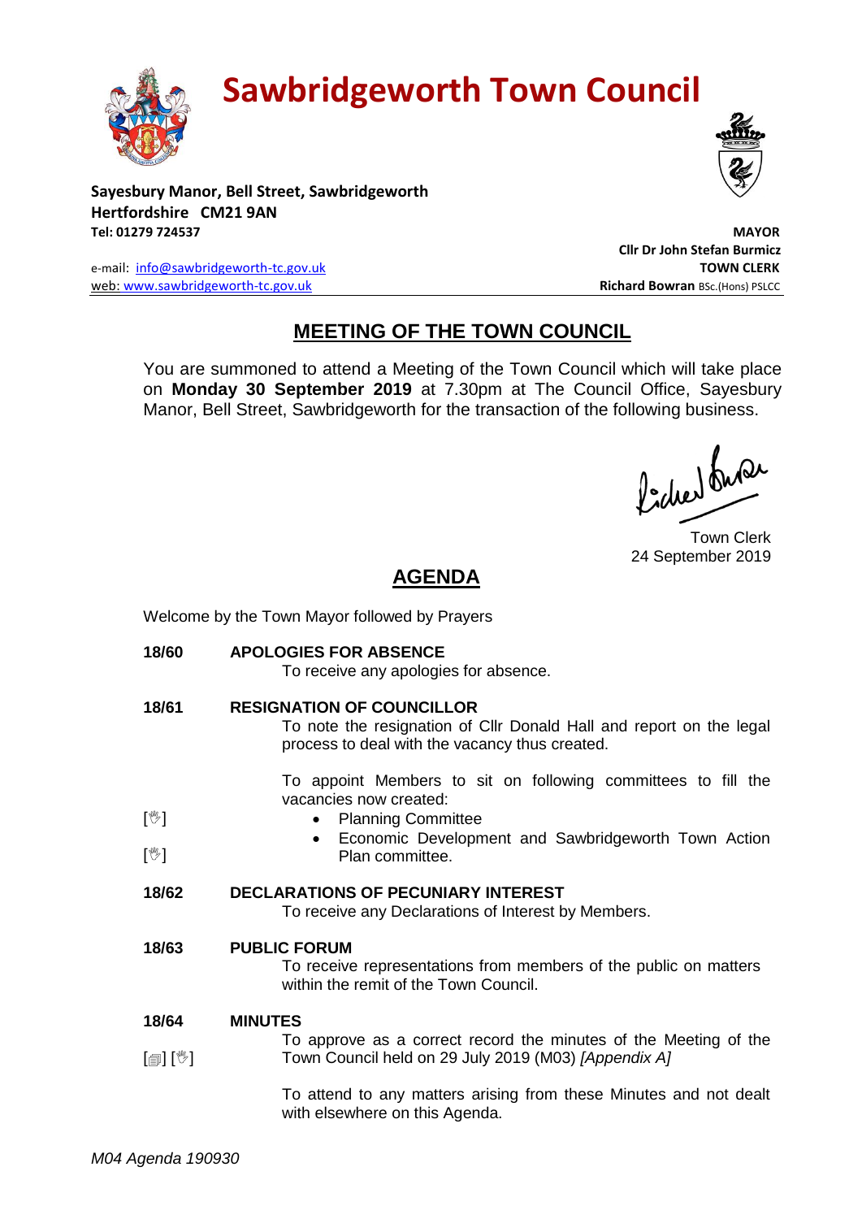# Sawbridgeworth Town Council

**Sayesbury Manor, Bell Street, Sawbridgeworth**
**Hertfordshire CM21 9AN**
**Tel: 01279 724537**

e-mail: info@sawbridgeworth-tc.gov.uk
web: www.sawbridgeworth-tc.gov.uk

**MAYOR**
**Cllr Dr John Stefan Burmicz**
**TOWN CLERK**
**Richard Bowran** BSc.(Hons) PSLCC

## MEETING OF THE TOWN COUNCIL

You are summoned to attend a Meeting of the Town Council which will take place on **Monday 30 September 2019** at 7.30pm at The Council Office, Sayesbury Manor, Bell Street, Sawbridgeworth for the transaction of the following business.

Town Clerk
24 September 2019

## AGENDA

Welcome by the Town Mayor followed by Prayers

**18/60 APOLOGIES FOR ABSENCE**

To receive any apologies for absence.

**18/61 RESIGNATION OF COUNCILLOR**

To note the resignation of Cllr Donald Hall and report on the legal process to deal with the vacancy thus created.

To appoint Members to sit on following committees to fill the vacancies now created:

- [✋] Planning Committee
- [✋] Economic Development and Sawbridgeworth Town Action Plan committee.

**18/62 DECLARATIONS OF PECUNIARY INTEREST**

To receive any Declarations of Interest by Members.

**18/63 PUBLIC FORUM**

To receive representations from members of the public on matters within the remit of the Town Council.

**18/64 MINUTES**

[📄] [✋] To approve as a correct record the minutes of the Meeting of the Town Council held on 29 July 2019 (M03) *[Appendix A]*

To attend to any matters arising from these Minutes and not dealt with elsewhere on this Agenda.

*M04 Agenda 190930*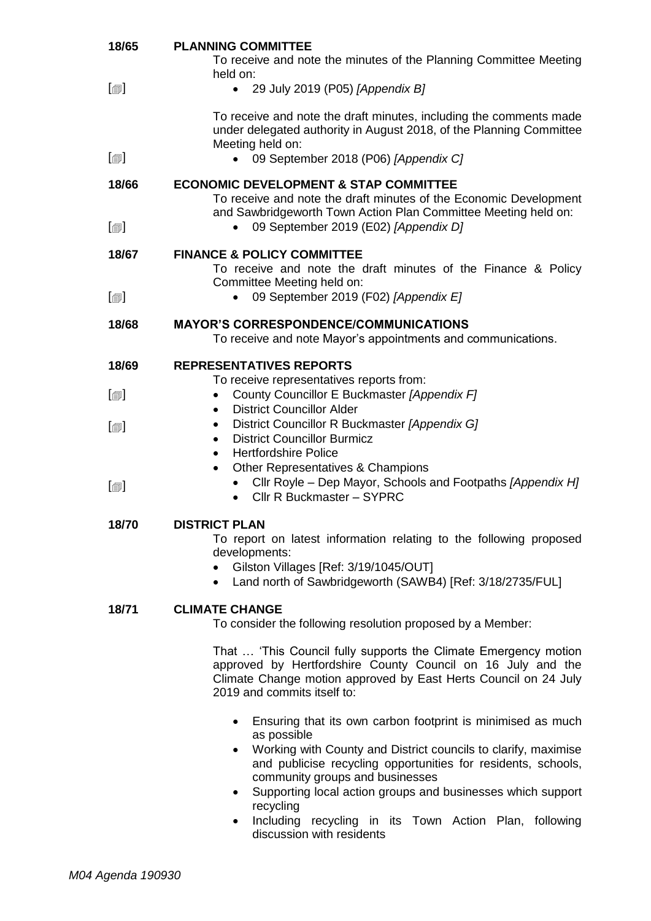**18/65 PLANNING COMMITTEE**

To receive and note the minutes of the Planning Committee Meeting held on:

[🗐]
- 29 July 2019 (P05) *[Appendix B]*

To receive and note the draft minutes, including the comments made under delegated authority in August 2018, of the Planning Committee Meeting held on:

[🗐]
- 09 September 2018 (P06) *[Appendix C]*

**18/66 ECONOMIC DEVELOPMENT & STAP COMMITTEE**

To receive and note the draft minutes of the Economic Development and Sawbridgeworth Town Action Plan Committee Meeting held on:

[🗐]
- 09 September 2019 (E02) *[Appendix D]*

**18/67 FINANCE & POLICY COMMITTEE**

To receive and note the draft minutes of the Finance & Policy Committee Meeting held on:

[🗐]
- 09 September 2019 (F02) *[Appendix E]*

**18/68 MAYOR'S CORRESPONDENCE/COMMUNICATIONS**

To receive and note Mayor's appointments and communications.

**18/69 REPRESENTATIVES REPORTS**

To receive representatives reports from:

[🗐]
- County Councillor E Buckmaster *[Appendix F]*
- District Councillor Alder

[🗐]
- District Councillor R Buckmaster *[Appendix G]*
- District Councillor Burmicz
- Hertfordshire Police
- Other Representatives & Champions

[🗐]
  - Cllr Royle – Dep Mayor, Schools and Footpaths *[Appendix H]*
  - Cllr R Buckmaster – SYPRC

**18/70 DISTRICT PLAN**

To report on latest information relating to the following proposed developments:

- Gilston Villages [Ref: 3/19/1045/OUT]
- Land north of Sawbridgeworth (SAWB4) [Ref: 3/18/2735/FUL]

**18/71 CLIMATE CHANGE**

To consider the following resolution proposed by a Member:

That … 'This Council fully supports the Climate Emergency motion approved by Hertfordshire County Council on 16 July and the Climate Change motion approved by East Herts Council on 24 July 2019 and commits itself to:

- Ensuring that its own carbon footprint is minimised as much as possible
- Working with County and District councils to clarify, maximise and publicise recycling opportunities for residents, schools, community groups and businesses
- Supporting local action groups and businesses which support recycling
- Including recycling in its Town Action Plan, following discussion with residents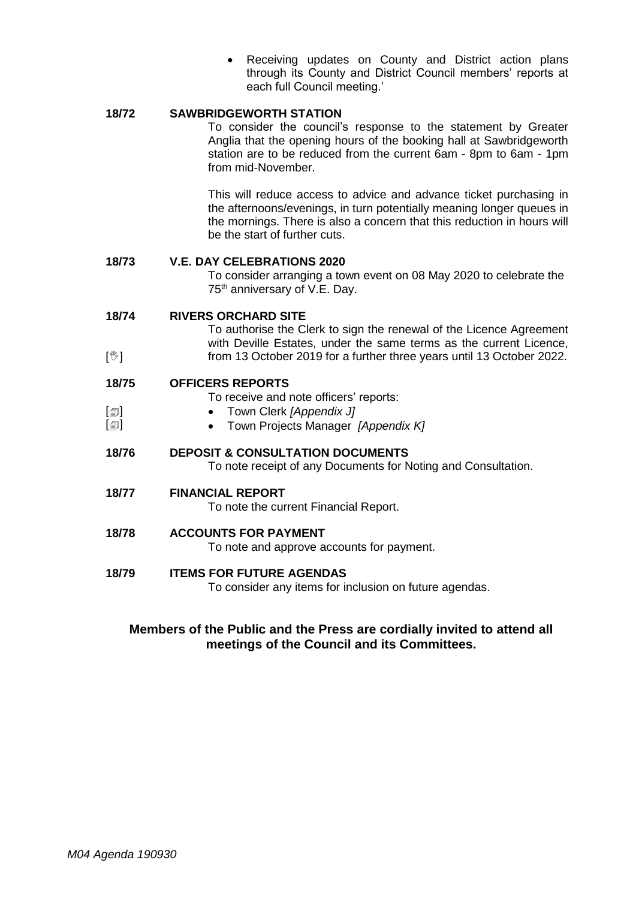- Receiving updates on County and District action plans through its County and District Council members' reports at each full Council meeting.'

**18/72 SAWBRIDGEWORTH STATION**

To consider the council's response to the statement by Greater Anglia that the opening hours of the booking hall at Sawbridgeworth station are to be reduced from the current 6am - 8pm to 6am - 1pm from mid-November.

This will reduce access to advice and advance ticket purchasing in the afternoons/evenings, in turn potentially meaning longer queues in the mornings. There is also a concern that this reduction in hours will be the start of further cuts.

**18/73 V.E. DAY CELEBRATIONS 2020**

To consider arranging a town event on 08 May 2020 to celebrate the 75th anniversary of V.E. Day.

**18/74 RIVERS ORCHARD SITE**

[✋] To authorise the Clerk to sign the renewal of the Licence Agreement with Deville Estates, under the same terms as the current Licence, from 13 October 2019 for a further three years until 13 October 2022.

**18/75 OFFICERS REPORTS**

To receive and note officers' reports:

- [▤] Town Clerk *[Appendix J]*
- [▤] Town Projects Manager *[Appendix K]*

**18/76 DEPOSIT & CONSULTATION DOCUMENTS**

To note receipt of any Documents for Noting and Consultation.

**18/77 FINANCIAL REPORT**

To note the current Financial Report.

**18/78 ACCOUNTS FOR PAYMENT**

To note and approve accounts for payment.

**18/79 ITEMS FOR FUTURE AGENDAS**

To consider any items for inclusion on future agendas.

**Members of the Public and the Press are cordially invited to attend all meetings of the Council and its Committees.**